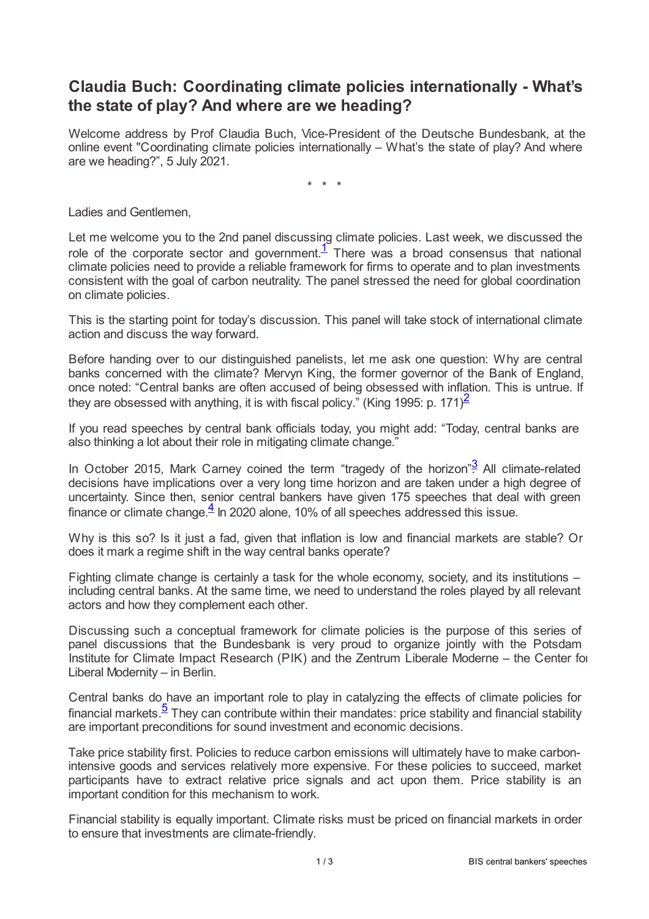# Claudia Buch: Coordinating climate policies internationally - What's the state of play? And where are we heading?

Welcome address by Prof Claudia Buch, Vice-President of the Deutsche Bundesbank, at the online event "Coordinating climate policies internationally – What's the state of play? And where are we heading?", 5 July 2021.

\* \* \*

Ladies and Gentlemen,

Let me welcome you to the 2nd panel discussing climate policies. Last week, we discussed the role of the corporate sector and government.[1] There was a broad consensus that national climate policies need to provide a reliable framework for firms to operate and to plan investments consistent with the goal of carbon neutrality. The panel stressed the need for global coordination on climate policies.

This is the starting point for today's discussion. This panel will take stock of international climate action and discuss the way forward.

Before handing over to our distinguished panelists, let me ask one question: Why are central banks concerned with the climate? Mervyn King, the former governor of the Bank of England, once noted: "Central banks are often accused of being obsessed with inflation. This is untrue. If they are obsessed with anything, it is with fiscal policy." (King 1995: p. 171)[2]

If you read speeches by central bank officials today, you might add: "Today, central banks are also thinking a lot about their role in mitigating climate change."

In October 2015, Mark Carney coined the term "tragedy of the horizon".[3] All climate-related decisions have implications over a very long time horizon and are taken under a high degree of uncertainty. Since then, senior central bankers have given 175 speeches that deal with green finance or climate change.[4] In 2020 alone, 10% of all speeches addressed this issue.

Why is this so? Is it just a fad, given that inflation is low and financial markets are stable? Or does it mark a regime shift in the way central banks operate?

Fighting climate change is certainly a task for the whole economy, society, and its institutions – including central banks. At the same time, we need to understand the roles played by all relevant actors and how they complement each other.

Discussing such a conceptual framework for climate policies is the purpose of this series of panel discussions that the Bundesbank is very proud to organize jointly with the Potsdam Institute for Climate Impact Research (PIK) and the Zentrum Liberale Moderne – the Center for Liberal Modernity – in Berlin.

Central banks do have an important role to play in catalyzing the effects of climate policies for financial markets.[5] They can contribute within their mandates: price stability and financial stability are important preconditions for sound investment and economic decisions.

Take price stability first. Policies to reduce carbon emissions will ultimately have to make carbon-intensive goods and services relatively more expensive. For these policies to succeed, market participants have to extract relative price signals and act upon them. Price stability is an important condition for this mechanism to work.

Financial stability is equally important. Climate risks must be priced on financial markets in order to ensure that investments are climate-friendly.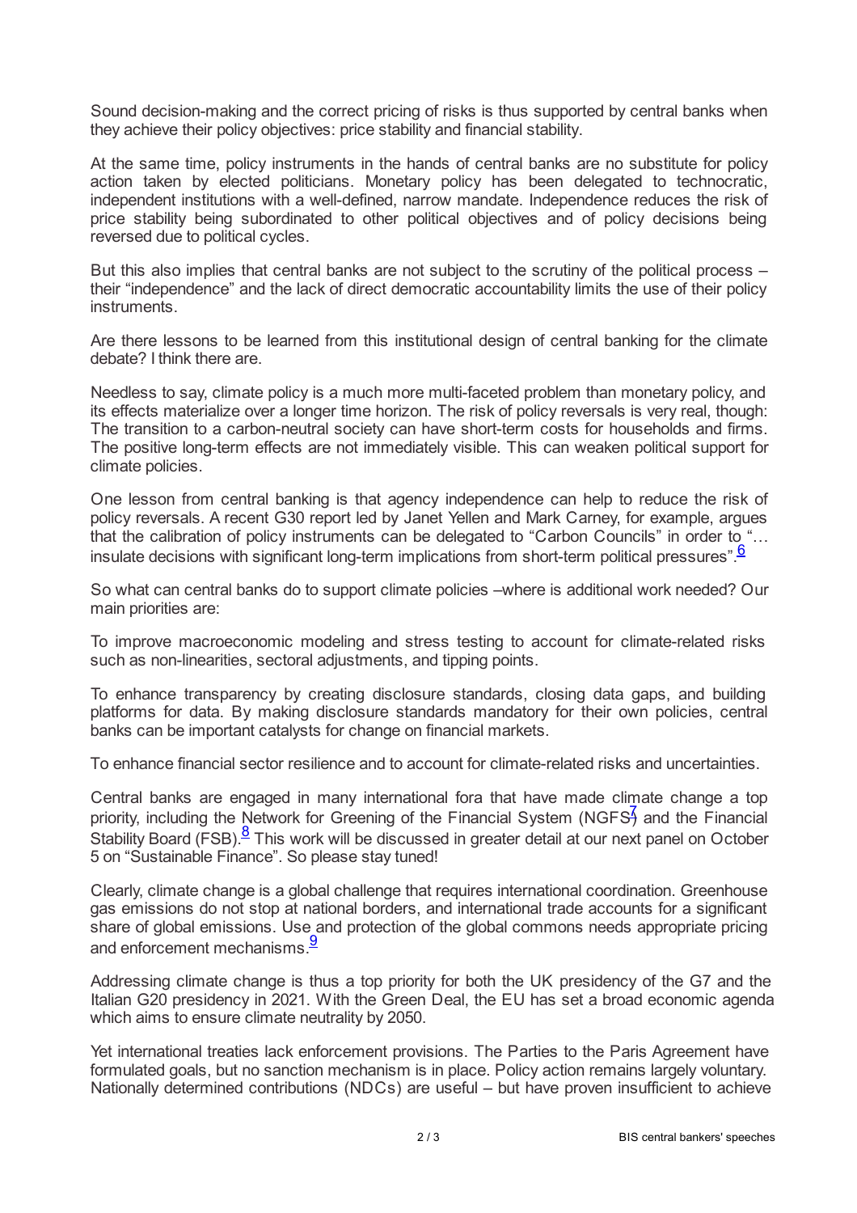Sound decision-making and the correct pricing of risks is thus supported by central banks when they achieve their policy objectives: price stability and financial stability.

At the same time, policy instruments in the hands of central banks are no substitute for policy action taken by elected politicians. Monetary policy has been delegated to technocratic, independent institutions with a well-defined, narrow mandate. Independence reduces the risk of price stability being subordinated to other political objectives and of policy decisions being reversed due to political cycles.

But this also implies that central banks are not subject to the scrutiny of the political process – their "independence" and the lack of direct democratic accountability limits the use of their policy instruments.

Are there lessons to be learned from this institutional design of central banking for the climate debate? I think there are.

Needless to say, climate policy is a much more multi-faceted problem than monetary policy, and its effects materialize over a longer time horizon. The risk of policy reversals is very real, though: The transition to a carbon-neutral society can have short-term costs for households and firms. The positive long-term effects are not immediately visible. This can weaken political support for climate policies.

One lesson from central banking is that agency independence can help to reduce the risk of policy reversals. A recent G30 report led by Janet Yellen and Mark Carney, for example, argues that the calibration of policy instruments can be delegated to "Carbon Councils" in order to "… insulate decisions with significant long-term implications from short-term political pressures".[6]

So what can central banks do to support climate policies –where is additional work needed? Our main priorities are:

To improve macroeconomic modeling and stress testing to account for climate-related risks such as non-linearities, sectoral adjustments, and tipping points.

To enhance transparency by creating disclosure standards, closing data gaps, and building platforms for data. By making disclosure standards mandatory for their own policies, central banks can be important catalysts for change on financial markets.

To enhance financial sector resilience and to account for climate-related risks and uncertainties.

Central banks are engaged in many international fora that have made climate change a top priority, including the Network for Greening of the Financial System (NGFS[7]) and the Financial Stability Board (FSB).[8] This work will be discussed in greater detail at our next panel on October 5 on "Sustainable Finance". So please stay tuned!

Clearly, climate change is a global challenge that requires international coordination. Greenhouse gas emissions do not stop at national borders, and international trade accounts for a significant share of global emissions. Use and protection of the global commons needs appropriate pricing and enforcement mechanisms.[9]

Addressing climate change is thus a top priority for both the UK presidency of the G7 and the Italian G20 presidency in 2021. With the Green Deal, the EU has set a broad economic agenda which aims to ensure climate neutrality by 2050.

Yet international treaties lack enforcement provisions. The Parties to the Paris Agreement have formulated goals, but no sanction mechanism is in place. Policy action remains largely voluntary. Nationally determined contributions (NDCs) are useful – but have proven insufficient to achieve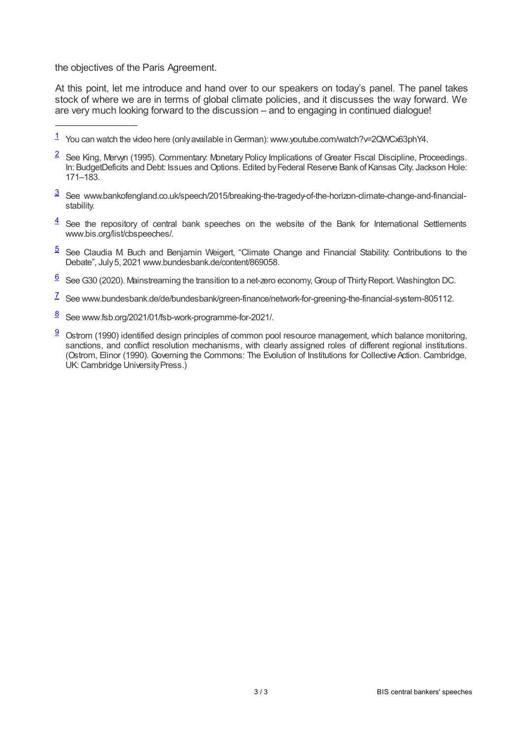the objectives of the Paris Agreement.

At this point, let me introduce and hand over to our speakers on today's panel. The panel takes stock of where we are in terms of global climate policies, and it discusses the way forward. We are very much looking forward to the discussion – and to engaging in continued dialogue!

---

[1] You can watch the video here (only available in German): www.youtube.com/watch?v=2QWCx63phY4.

[2] See King, Mervyn (1995). Commentary: Monetary Policy Implications of Greater Fiscal Discipline, Proceedings. In: BudgetDeficits and Debt: Issues and Options. Edited by Federal Reserve Bank of Kansas City. Jackson Hole: 171–183.

[3] See www.bankofengland.co.uk/speech/2015/breaking-the-tragedy-of-the-horizon-climate-change-and-financial-stability.

[4] See the repository of central bank speeches on the website of the Bank for International Settlements www.bis.org/list/cbspeeches/.

[5] See Claudia M. Buch and Benjamin Weigert, "Climate Change and Financial Stability: Contributions to the Debate", July 5, 2021 www.bundesbank.de/content/869058.

[6] See G30 (2020). Mainstreaming the transition to a net-zero economy, Group of Thirty Report. Washington DC.

[7] See www.bundesbank.de/de/bundesbank/green-finance/network-for-greening-the-financial-system-805112.

[8] See www.fsb.org/2021/01/fsb-work-programme-for-2021/.

[9] Ostrom (1990) identified design principles of common pool resource management, which balance monitoring, sanctions, and conflict resolution mechanisms, with clearly assigned roles of different regional institutions. (Ostrom, Elinor (1990). Governing the Commons: The Evolution of Institutions for Collective Action. Cambridge, UK: Cambridge University Press.)